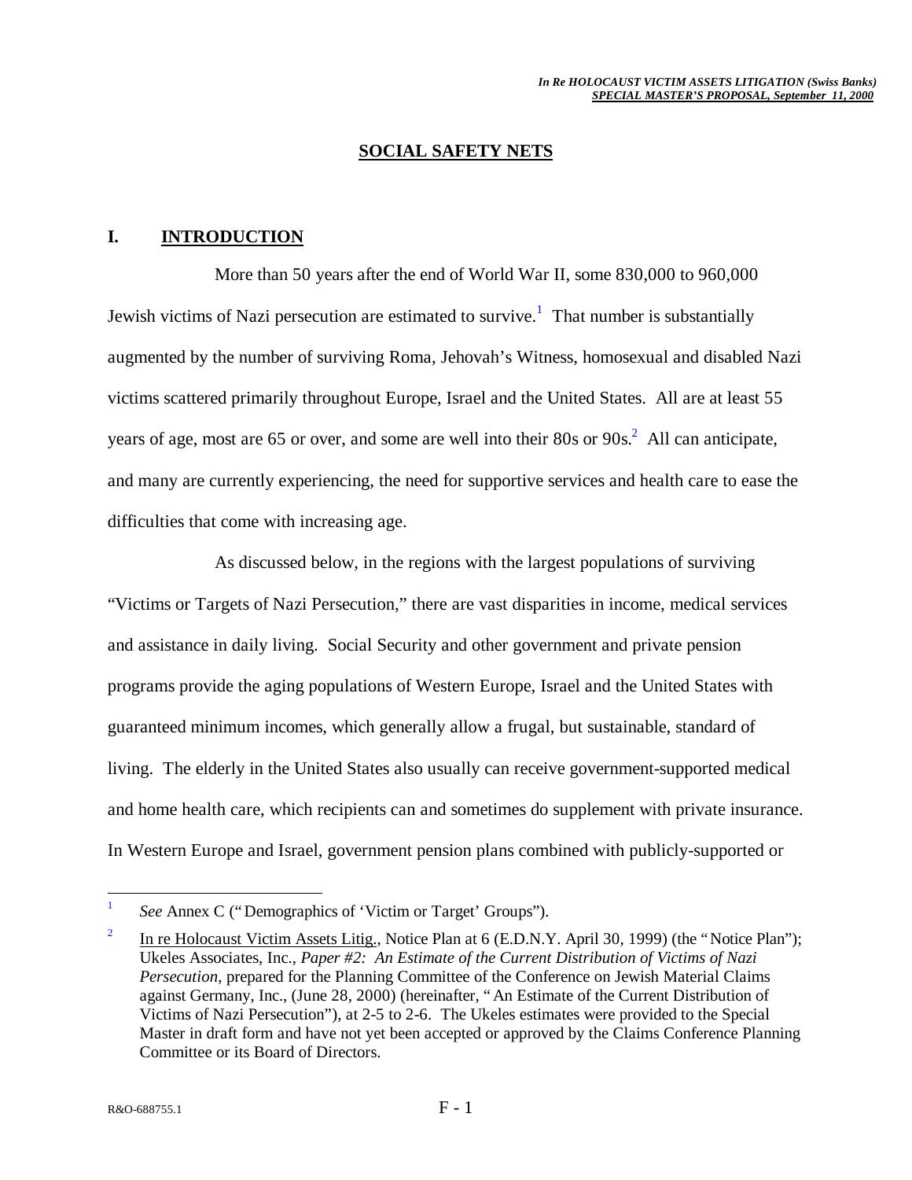# SOCIAL SAFETY NETS

## I. INTRODUCTION

More than 50 years after the end of World War II, some 830,000 to 960,000 Jewish victims of Nazi persecution are estimated to survive.[1] That number is substantially augmented by the number of surviving Roma, Jehovah's Witness, homosexual and disabled Nazi victims scattered primarily throughout Europe, Israel and the United States. All are at least 55 years of age, most are 65 or over, and some are well into their 80s or 90s.[2] All can anticipate, and many are currently experiencing, the need for supportive services and health care to ease the difficulties that come with increasing age.

As discussed below, in the regions with the largest populations of surviving "Victims or Targets of Nazi Persecution," there are vast disparities in income, medical services and assistance in daily living. Social Security and other government and private pension programs provide the aging populations of Western Europe, Israel and the United States with guaranteed minimum incomes, which generally allow a frugal, but sustainable, standard of living. The elderly in the United States also usually can receive government-supported medical and home health care, which recipients can and sometimes do supplement with private insurance. In Western Europe and Israel, government pension plans combined with publicly-supported or

---

[1] *See* Annex C ("Demographics of 'Victim or Target' Groups").

[2] In re Holocaust Victim Assets Litig., Notice Plan at 6 (E.D.N.Y. April 30, 1999) (the "Notice Plan"); Ukeles Associates, Inc., *Paper #2: An Estimate of the Current Distribution of Victims of Nazi Persecution*, prepared for the Planning Committee of the Conference on Jewish Material Claims against Germany, Inc., (June 28, 2000) (hereinafter, "An Estimate of the Current Distribution of Victims of Nazi Persecution"), at 2-5 to 2-6. The Ukeles estimates were provided to the Special Master in draft form and have not yet been accepted or approved by the Claims Conference Planning Committee or its Board of Directors.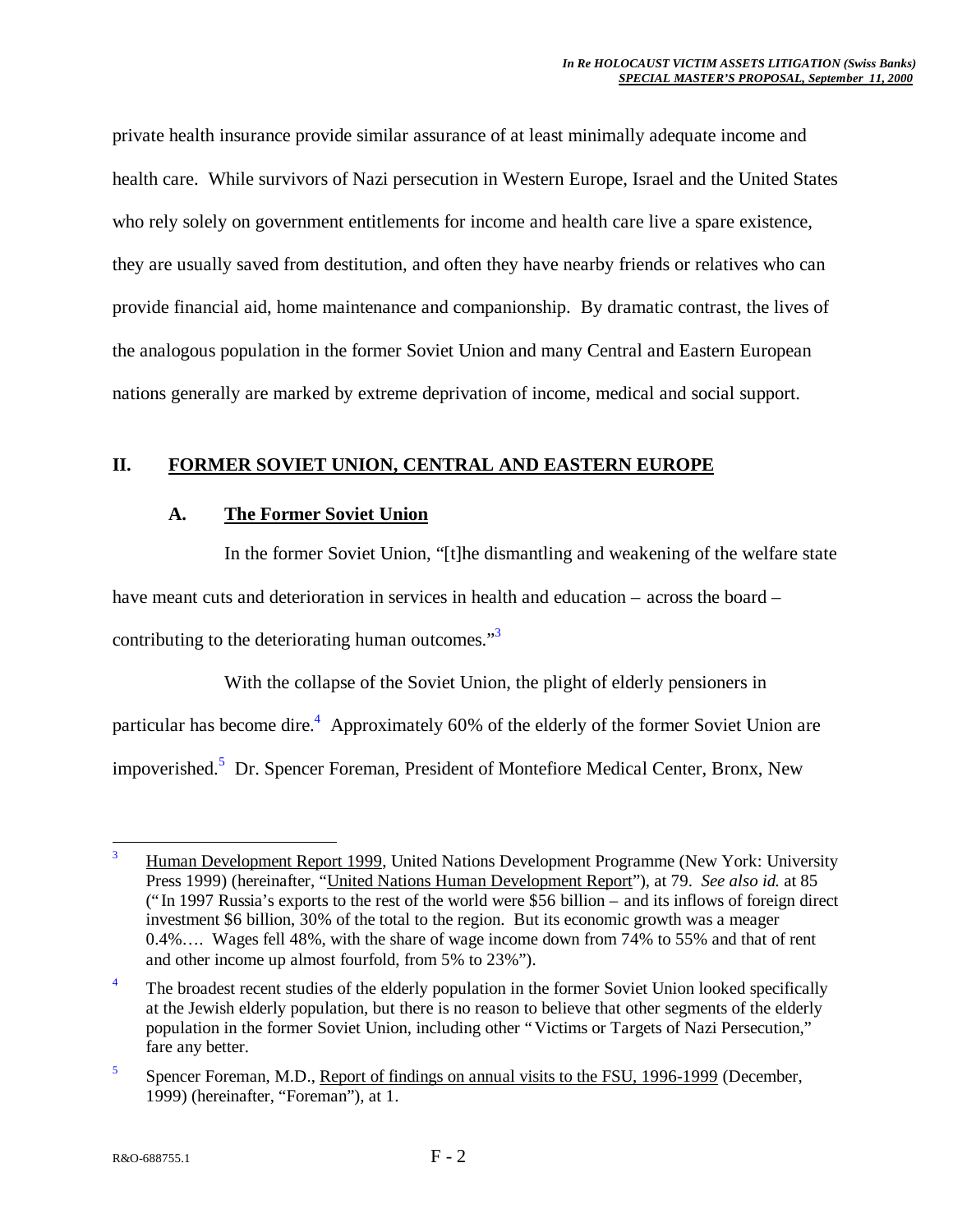private health insurance provide similar assurance of at least minimally adequate income and health care. While survivors of Nazi persecution in Western Europe, Israel and the United States who rely solely on government entitlements for income and health care live a spare existence, they are usually saved from destitution, and often they have nearby friends or relatives who can provide financial aid, home maintenance and companionship. By dramatic contrast, the lives of the analogous population in the former Soviet Union and many Central and Eastern European nations generally are marked by extreme deprivation of income, medical and social support.

## II. FORMER SOVIET UNION, CENTRAL AND EASTERN EUROPE

### A. The Former Soviet Union

In the former Soviet Union, "[t]he dismantling and weakening of the welfare state have meant cuts and deterioration in services in health and education – across the board – contributing to the deteriorating human outcomes."[3]

With the collapse of the Soviet Union, the plight of elderly pensioners in particular has become dire.[4] Approximately 60% of the elderly of the former Soviet Union are impoverished.[5] Dr. Spencer Foreman, President of Montefiore Medical Center, Bronx, New

---

[3] Human Development Report 1999, United Nations Development Programme (New York: University Press 1999) (hereinafter, "United Nations Human Development Report"), at 79. *See also id.* at 85 ("In 1997 Russia's exports to the rest of the world were $56 billion – and its inflows of foreign direct investment $6 billion, 30% of the total to the region. But its economic growth was a meager 0.4%…. Wages fell 48%, with the share of wage income down from 74% to 55% and that of rent and other income up almost fourfold, from 5% to 23%").

[4] The broadest recent studies of the elderly population in the former Soviet Union looked specifically at the Jewish elderly population, but there is no reason to believe that other segments of the elderly population in the former Soviet Union, including other "Victims or Targets of Nazi Persecution," fare any better.

[5] Spencer Foreman, M.D., Report of findings on annual visits to the FSU, 1996-1999 (December, 1999) (hereinafter, "Foreman"), at 1.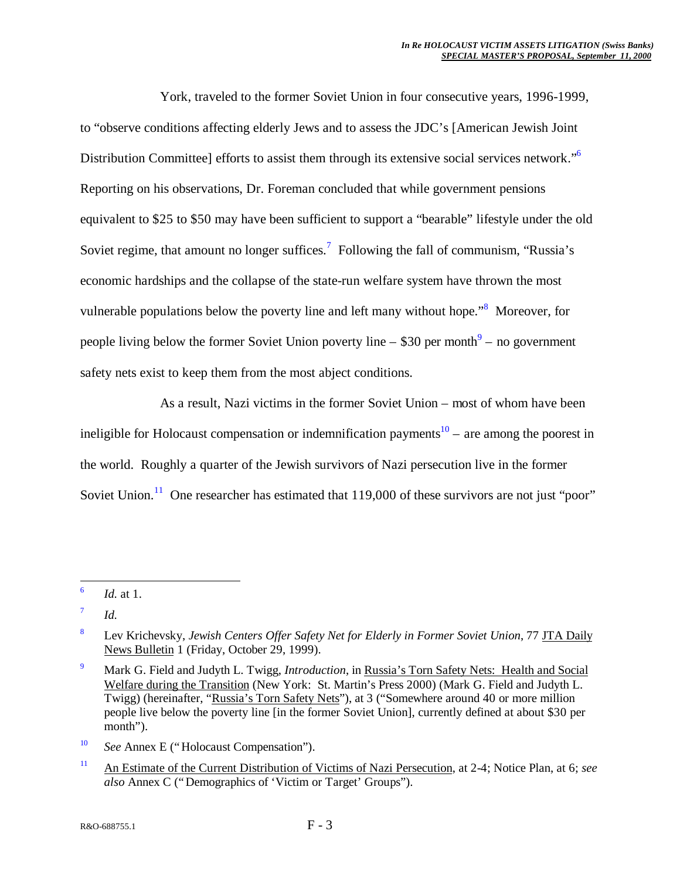York, traveled to the former Soviet Union in four consecutive years, 1996-1999, to "observe conditions affecting elderly Jews and to assess the JDC's [American Jewish Joint Distribution Committee] efforts to assist them through its extensive social services network."[6] Reporting on his observations, Dr. Foreman concluded that while government pensions equivalent to $25 to $50 may have been sufficient to support a "bearable" lifestyle under the old Soviet regime, that amount no longer suffices.[7] Following the fall of communism, "Russia's economic hardships and the collapse of the state-run welfare system have thrown the most vulnerable populations below the poverty line and left many without hope."[8] Moreover, for people living below the former Soviet Union poverty line – $30 per month[9] – no government safety nets exist to keep them from the most abject conditions.

As a result, Nazi victims in the former Soviet Union – most of whom have been ineligible for Holocaust compensation or indemnification payments[10] – are among the poorest in the world. Roughly a quarter of the Jewish survivors of Nazi persecution live in the former Soviet Union.[11] One researcher has estimated that 119,000 of these survivors are not just "poor"

---

[6] *Id.* at 1.

[7] *Id.*

[8] Lev Krichevsky, *Jewish Centers Offer Safety Net for Elderly in Former Soviet Union*, 77 JTA Daily News Bulletin 1 (Friday, October 29, 1999).

[9] Mark G. Field and Judyth L. Twigg, *Introduction*, in Russia's Torn Safety Nets: Health and Social Welfare during the Transition (New York: St. Martin's Press 2000) (Mark G. Field and Judyth L. Twigg) (hereinafter, "Russia's Torn Safety Nets"), at 3 ("Somewhere around 40 or more million people live below the poverty line [in the former Soviet Union], currently defined at about $30 per month").

[10] *See* Annex E ("Holocaust Compensation").

[11] An Estimate of the Current Distribution of Victims of Nazi Persecution, at 2-4; Notice Plan, at 6; *see also* Annex C ("Demographics of 'Victim or Target' Groups").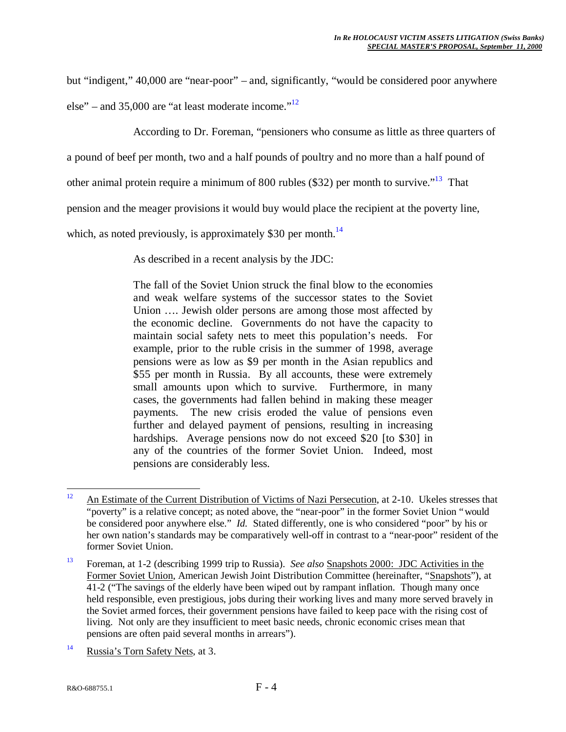but "indigent," 40,000 are "near-poor" – and, significantly, "would be considered poor anywhere else" – and 35,000 are "at least moderate income."[12]

According to Dr. Foreman, "pensioners who consume as little as three quarters of a pound of beef per month, two and a half pounds of poultry and no more than a half pound of other animal protein require a minimum of 800 rubles ($32) per month to survive."[13] That pension and the meager provisions it would buy would place the recipient at the poverty line, which, as noted previously, is approximately $30 per month.[14]

As described in a recent analysis by the JDC:

> The fall of the Soviet Union struck the final blow to the economies and weak welfare systems of the successor states to the Soviet Union …. Jewish older persons are among those most affected by the economic decline. Governments do not have the capacity to maintain social safety nets to meet this population's needs. For example, prior to the ruble crisis in the summer of 1998, average pensions were as low as $9 per month in the Asian republics and $55 per month in Russia. By all accounts, these were extremely small amounts upon which to survive. Furthermore, in many cases, the governments had fallen behind in making these meager payments. The new crisis eroded the value of pensions even further and delayed payment of pensions, resulting in increasing hardships. Average pensions now do not exceed $20 [to $30] in any of the countries of the former Soviet Union. Indeed, most pensions are considerably less.

---

[12] An Estimate of the Current Distribution of Victims of Nazi Persecution, at 2-10. Ukeles stresses that "poverty" is a relative concept; as noted above, the "near-poor" in the former Soviet Union "would be considered poor anywhere else." *Id.* Stated differently, one is who considered "poor" by his or her own nation's standards may be comparatively well-off in contrast to a "near-poor" resident of the former Soviet Union.

[13] Foreman, at 1-2 (describing 1999 trip to Russia). *See also* Snapshots 2000: JDC Activities in the Former Soviet Union, American Jewish Joint Distribution Committee (hereinafter, "Snapshots"), at 41-2 ("The savings of the elderly have been wiped out by rampant inflation. Though many once held responsible, even prestigious, jobs during their working lives and many more served bravely in the Soviet armed forces, their government pensions have failed to keep pace with the rising cost of living. Not only are they insufficient to meet basic needs, chronic economic crises mean that pensions are often paid several months in arrears").

[14] Russia's Torn Safety Nets, at 3.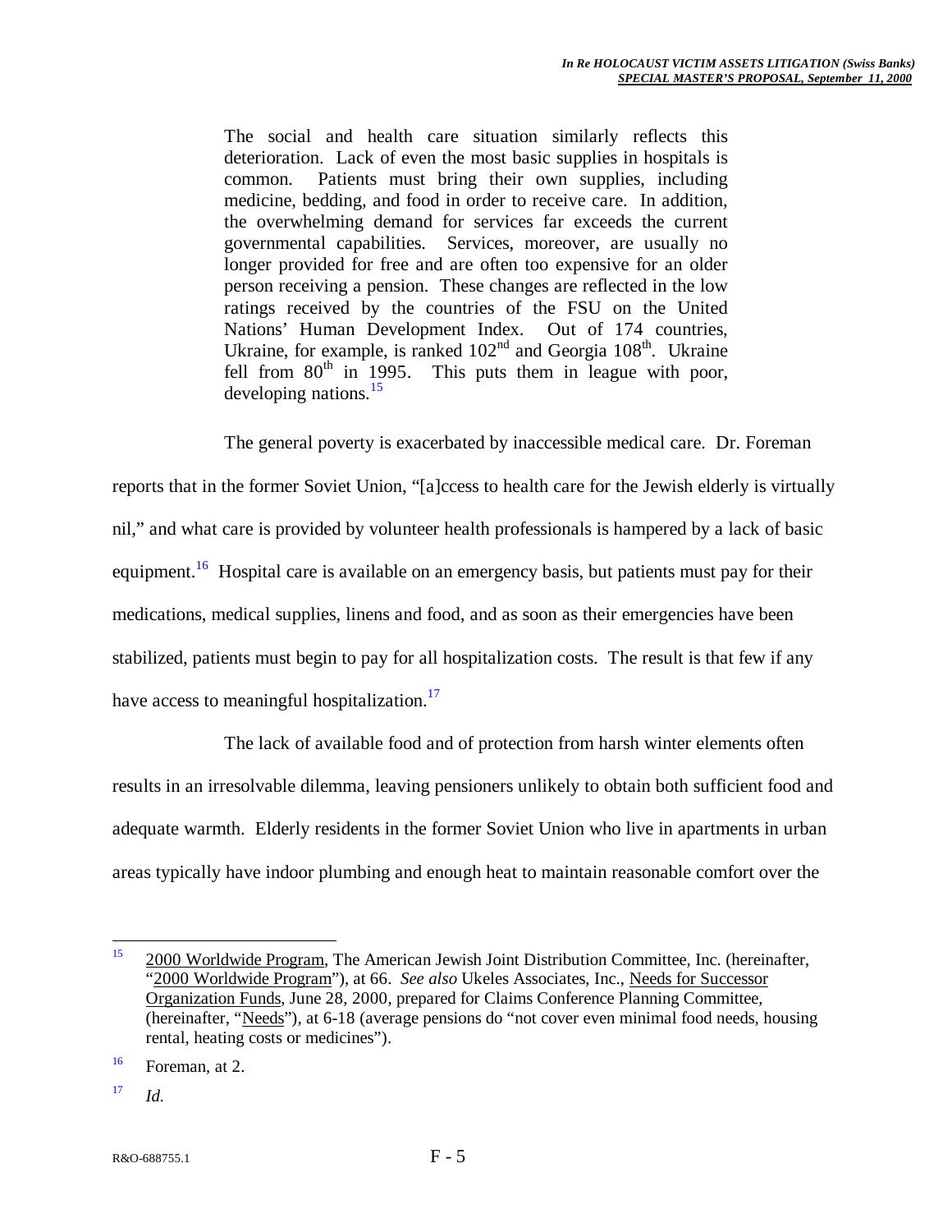> The social and health care situation similarly reflects this deterioration. Lack of even the most basic supplies in hospitals is common. Patients must bring their own supplies, including medicine, bedding, and food in order to receive care. In addition, the overwhelming demand for services far exceeds the current governmental capabilities. Services, moreover, are usually no longer provided for free and are often too expensive for an older person receiving a pension. These changes are reflected in the low ratings received by the countries of the FSU on the United Nations' Human Development Index. Out of 174 countries, Ukraine, for example, is ranked 102nd and Georgia 108th. Ukraine fell from 80th in 1995. This puts them in league with poor, developing nations.[15]

The general poverty is exacerbated by inaccessible medical care. Dr. Foreman reports that in the former Soviet Union, "[a]ccess to health care for the Jewish elderly is virtually nil," and what care is provided by volunteer health professionals is hampered by a lack of basic equipment.[16] Hospital care is available on an emergency basis, but patients must pay for their medications, medical supplies, linens and food, and as soon as their emergencies have been stabilized, patients must begin to pay for all hospitalization costs. The result is that few if any have access to meaningful hospitalization.[17]

The lack of available food and of protection from harsh winter elements often results in an irresolvable dilemma, leaving pensioners unlikely to obtain both sufficient food and adequate warmth. Elderly residents in the former Soviet Union who live in apartments in urban areas typically have indoor plumbing and enough heat to maintain reasonable comfort over the

---

[15] 2000 Worldwide Program, The American Jewish Joint Distribution Committee, Inc. (hereinafter, "2000 Worldwide Program"), at 66. *See also* Ukeles Associates, Inc., Needs for Successor Organization Funds, June 28, 2000, prepared for Claims Conference Planning Committee, (hereinafter, "Needs"), at 6-18 (average pensions do "not cover even minimal food needs, housing rental, heating costs or medicines").

[16] Foreman, at 2.

[17] *Id.*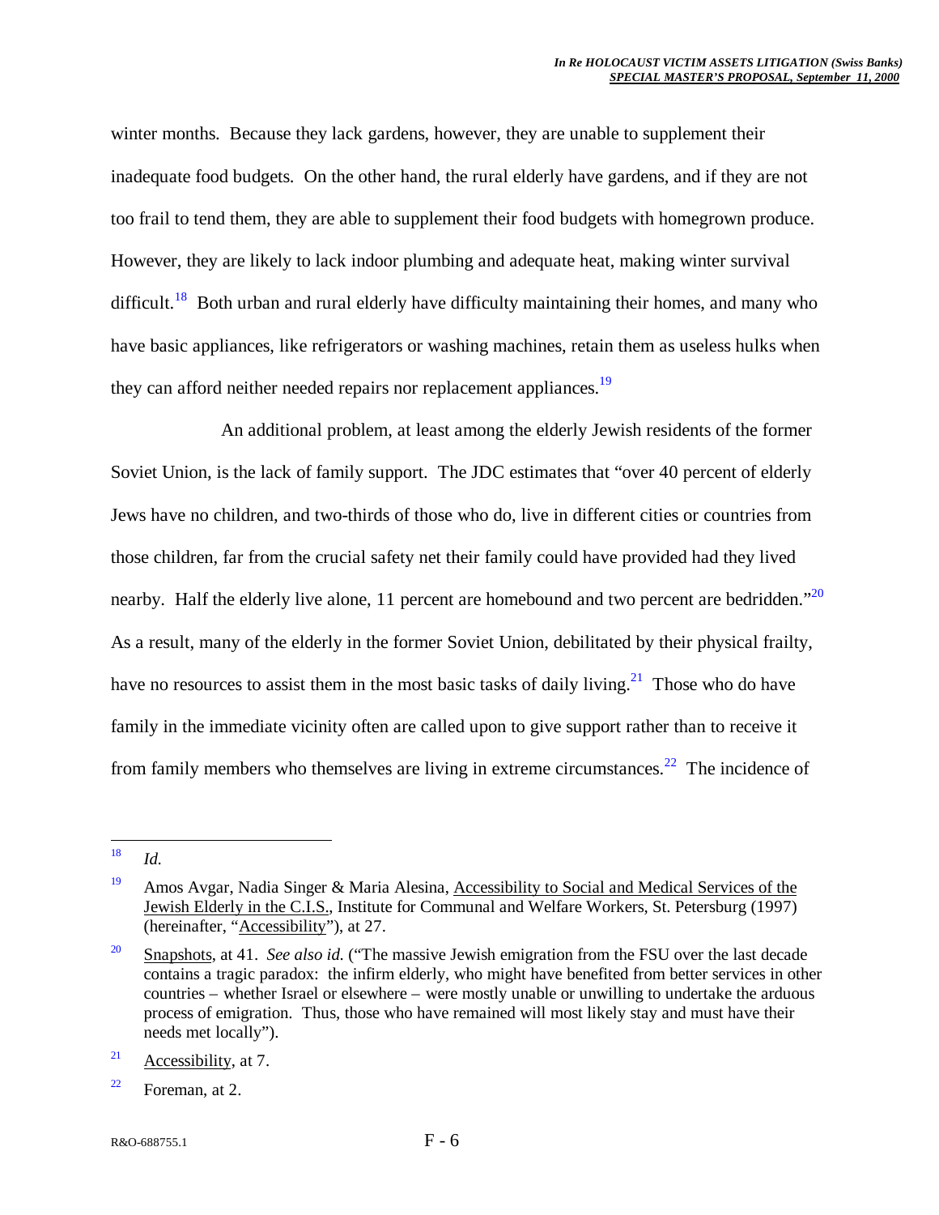winter months. Because they lack gardens, however, they are unable to supplement their inadequate food budgets. On the other hand, the rural elderly have gardens, and if they are not too frail to tend them, they are able to supplement their food budgets with homegrown produce. However, they are likely to lack indoor plumbing and adequate heat, making winter survival difficult.[18] Both urban and rural elderly have difficulty maintaining their homes, and many who have basic appliances, like refrigerators or washing machines, retain them as useless hulks when they can afford neither needed repairs nor replacement appliances.[19]

An additional problem, at least among the elderly Jewish residents of the former Soviet Union, is the lack of family support. The JDC estimates that "over 40 percent of elderly Jews have no children, and two-thirds of those who do, live in different cities or countries from those children, far from the crucial safety net their family could have provided had they lived nearby. Half the elderly live alone, 11 percent are homebound and two percent are bedridden."[20] As a result, many of the elderly in the former Soviet Union, debilitated by their physical frailty, have no resources to assist them in the most basic tasks of daily living.[21] Those who do have family in the immediate vicinity often are called upon to give support rather than to receive it from family members who themselves are living in extreme circumstances.[22] The incidence of

---

[18] *Id.*

[19] Amos Avgar, Nadia Singer & Maria Alesina, Accessibility to Social and Medical Services of the Jewish Elderly in the C.I.S., Institute for Communal and Welfare Workers, St. Petersburg (1997) (hereinafter, "Accessibility"), at 27.

[20] Snapshots, at 41. *See also id.* ("The massive Jewish emigration from the FSU over the last decade contains a tragic paradox: the infirm elderly, who might have benefited from better services in other countries – whether Israel or elsewhere – were mostly unable or unwilling to undertake the arduous process of emigration. Thus, those who have remained will most likely stay and must have their needs met locally").

[21] Accessibility, at 7.

[22] Foreman, at 2.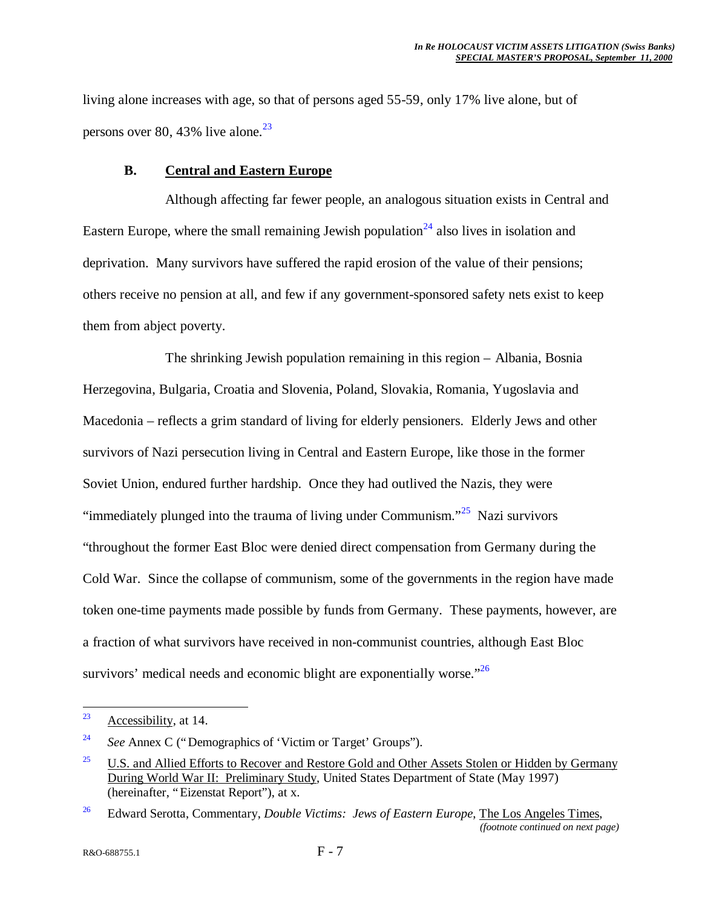living alone increases with age, so that of persons aged 55-59, only 17% live alone, but of persons over 80, 43% live alone.[23]

### B. Central and Eastern Europe

Although affecting far fewer people, an analogous situation exists in Central and Eastern Europe, where the small remaining Jewish population[24] also lives in isolation and deprivation. Many survivors have suffered the rapid erosion of the value of their pensions; others receive no pension at all, and few if any government-sponsored safety nets exist to keep them from abject poverty.

The shrinking Jewish population remaining in this region – Albania, Bosnia Herzegovina, Bulgaria, Croatia and Slovenia, Poland, Slovakia, Romania, Yugoslavia and Macedonia – reflects a grim standard of living for elderly pensioners. Elderly Jews and other survivors of Nazi persecution living in Central and Eastern Europe, like those in the former Soviet Union, endured further hardship. Once they had outlived the Nazis, they were "immediately plunged into the trauma of living under Communism."[25] Nazi survivors "throughout the former East Bloc were denied direct compensation from Germany during the Cold War. Since the collapse of communism, some of the governments in the region have made token one-time payments made possible by funds from Germany. These payments, however, are a fraction of what survivors have received in non-communist countries, although East Bloc survivors' medical needs and economic blight are exponentially worse."[26]

---

[23] Accessibility, at 14.

[24] *See* Annex C ("Demographics of 'Victim or Target' Groups").

[25] U.S. and Allied Efforts to Recover and Restore Gold and Other Assets Stolen or Hidden by Germany During World War II: Preliminary Study, United States Department of State (May 1997) (hereinafter, "Eizenstat Report"), at x.

[26] Edward Serotta, Commentary, *Double Victims: Jews of Eastern Europe*, The Los Angeles Times, *(footnote continued on next page)*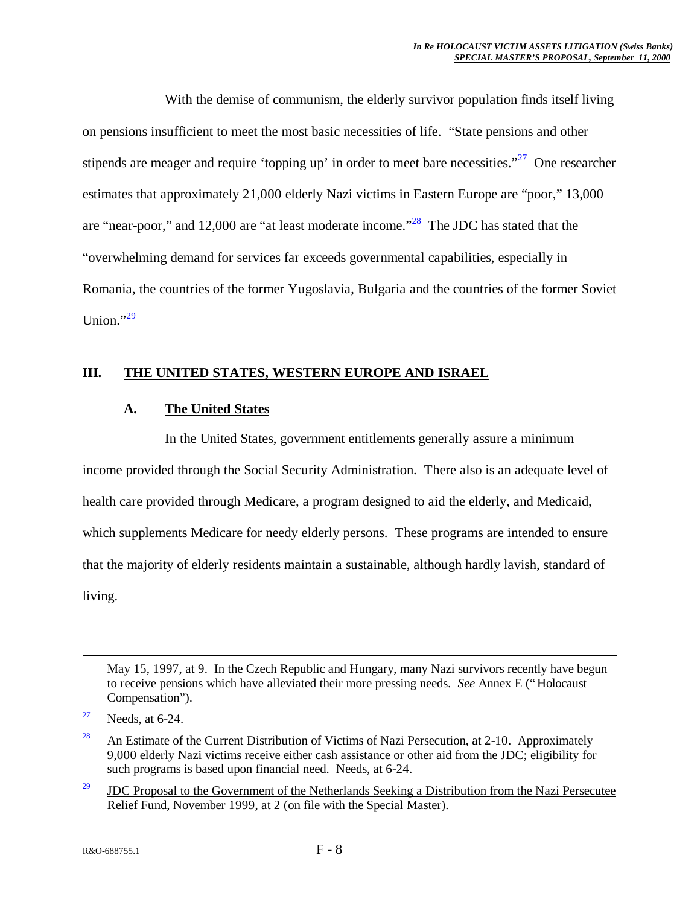With the demise of communism, the elderly survivor population finds itself living on pensions insufficient to meet the most basic necessities of life. "State pensions and other stipends are meager and require 'topping up' in order to meet bare necessities."[27] One researcher estimates that approximately 21,000 elderly Nazi victims in Eastern Europe are "poor," 13,000 are "near-poor," and 12,000 are "at least moderate income."[28] The JDC has stated that the "overwhelming demand for services far exceeds governmental capabilities, especially in Romania, the countries of the former Yugoslavia, Bulgaria and the countries of the former Soviet Union."[29]

## III. THE UNITED STATES, WESTERN EUROPE AND ISRAEL

### A. The United States

In the United States, government entitlements generally assure a minimum income provided through the Social Security Administration. There also is an adequate level of health care provided through Medicare, a program designed to aid the elderly, and Medicaid, which supplements Medicare for needy elderly persons. These programs are intended to ensure that the majority of elderly residents maintain a sustainable, although hardly lavish, standard of living.

---

May 15, 1997, at 9. In the Czech Republic and Hungary, many Nazi survivors recently have begun to receive pensions which have alleviated their more pressing needs. *See* Annex E ("Holocaust Compensation").

[27] Needs, at 6-24.

[28] An Estimate of the Current Distribution of Victims of Nazi Persecution, at 2-10. Approximately 9,000 elderly Nazi victims receive either cash assistance or other aid from the JDC; eligibility for such programs is based upon financial need. Needs, at 6-24.

[29] JDC Proposal to the Government of the Netherlands Seeking a Distribution from the Nazi Persecutee Relief Fund, November 1999, at 2 (on file with the Special Master).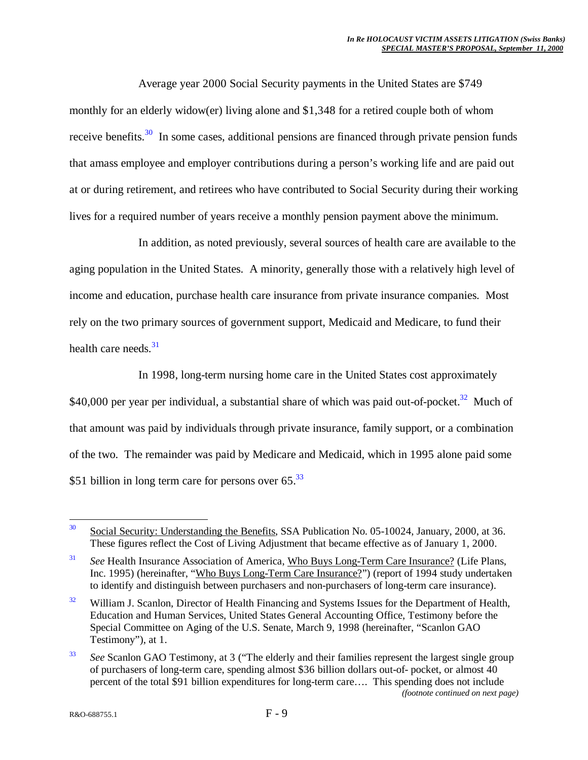Average year 2000 Social Security payments in the United States are $749 monthly for an elderly widow(er) living alone and $1,348 for a retired couple both of whom receive benefits.[30] In some cases, additional pensions are financed through private pension funds that amass employee and employer contributions during a person's working life and are paid out at or during retirement, and retirees who have contributed to Social Security during their working lives for a required number of years receive a monthly pension payment above the minimum.

In addition, as noted previously, several sources of health care are available to the aging population in the United States. A minority, generally those with a relatively high level of income and education, purchase health care insurance from private insurance companies. Most rely on the two primary sources of government support, Medicaid and Medicare, to fund their health care needs.[31]

In 1998, long-term nursing home care in the United States cost approximately $40,000 per year per individual, a substantial share of which was paid out-of-pocket.[32] Much of that amount was paid by individuals through private insurance, family support, or a combination of the two. The remainder was paid by Medicare and Medicaid, which in 1995 alone paid some $51 billion in long term care for persons over 65.[33]

---

[30] Social Security: Understanding the Benefits, SSA Publication No. 05-10024, January, 2000, at 36. These figures reflect the Cost of Living Adjustment that became effective as of January 1, 2000.

[31] *See* Health Insurance Association of America, Who Buys Long-Term Care Insurance? (Life Plans, Inc. 1995) (hereinafter, "Who Buys Long-Term Care Insurance?") (report of 1994 study undertaken to identify and distinguish between purchasers and non-purchasers of long-term care insurance).

[32] William J. Scanlon, Director of Health Financing and Systems Issues for the Department of Health, Education and Human Services, United States General Accounting Office, Testimony before the Special Committee on Aging of the U.S. Senate, March 9, 1998 (hereinafter, "Scanlon GAO Testimony"), at 1.

[33] *See* Scanlon GAO Testimony, at 3 ("The elderly and their families represent the largest single group of purchasers of long-term care, spending almost $36 billion dollars out-of- pocket, or almost 40 percent of the total $91 billion expenditures for long-term care…. This spending does not include

*(footnote continued on next page)*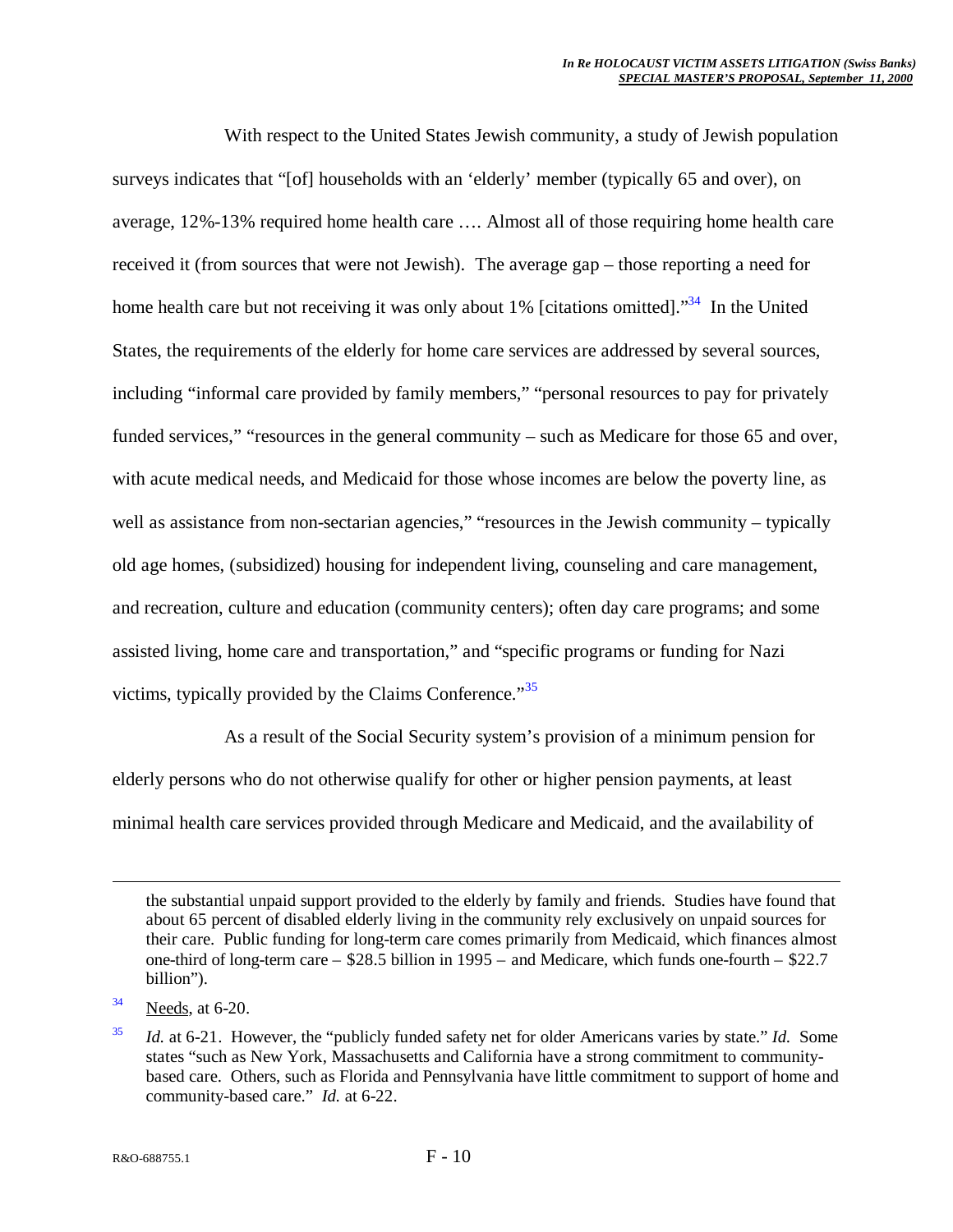With respect to the United States Jewish community, a study of Jewish population surveys indicates that "[of] households with an 'elderly' member (typically 65 and over), on average, 12%-13% required home health care …. Almost all of those requiring home health care received it (from sources that were not Jewish). The average gap – those reporting a need for home health care but not receiving it was only about 1% [citations omitted]."[34] In the United States, the requirements of the elderly for home care services are addressed by several sources, including "informal care provided by family members," "personal resources to pay for privately funded services," "resources in the general community – such as Medicare for those 65 and over, with acute medical needs, and Medicaid for those whose incomes are below the poverty line, as well as assistance from non-sectarian agencies," "resources in the Jewish community – typically old age homes, (subsidized) housing for independent living, counseling and care management, and recreation, culture and education (community centers); often day care programs; and some assisted living, home care and transportation," and "specific programs or funding for Nazi victims, typically provided by the Claims Conference."[35]

As a result of the Social Security system's provision of a minimum pension for elderly persons who do not otherwise qualify for other or higher pension payments, at least minimal health care services provided through Medicare and Medicaid, and the availability of

---

the substantial unpaid support provided to the elderly by family and friends. Studies have found that about 65 percent of disabled elderly living in the community rely exclusively on unpaid sources for their care. Public funding for long-term care comes primarily from Medicaid, which finances almost one-third of long-term care – $28.5 billion in 1995 – and Medicare, which funds one-fourth – $22.7 billion").

[34] Needs, at 6-20.

[35] *Id.* at 6-21. However, the "publicly funded safety net for older Americans varies by state." *Id.* Some states "such as New York, Massachusetts and California have a strong commitment to community-based care. Others, such as Florida and Pennsylvania have little commitment to support of home and community-based care." *Id.* at 6-22.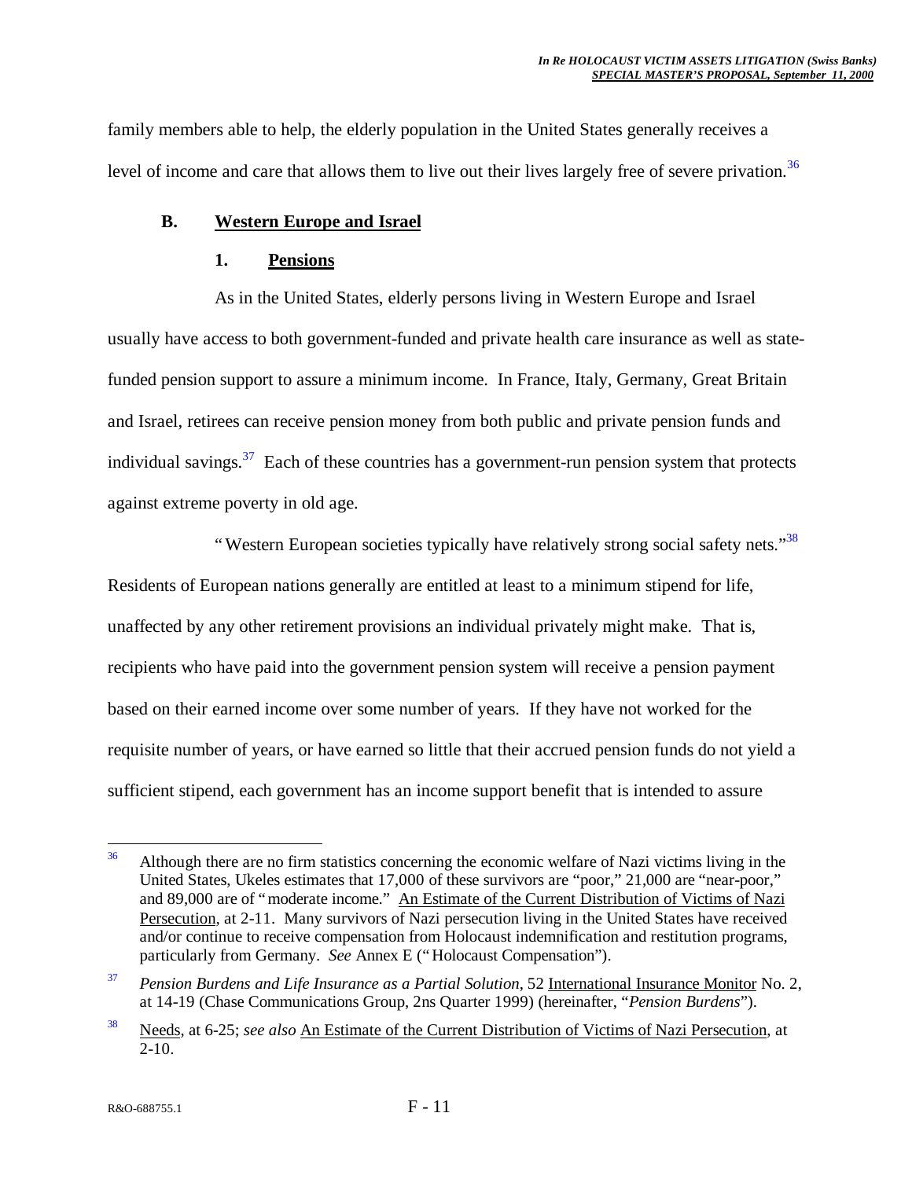family members able to help, the elderly population in the United States generally receives a level of income and care that allows them to live out their lives largely free of severe privation.[36]

## B. Western Europe and Israel

### 1. Pensions

As in the United States, elderly persons living in Western Europe and Israel usually have access to both government-funded and private health care insurance as well as state-funded pension support to assure a minimum income. In France, Italy, Germany, Great Britain and Israel, retirees can receive pension money from both public and private pension funds and individual savings.[37] Each of these countries has a government-run pension system that protects against extreme poverty in old age.

"Western European societies typically have relatively strong social safety nets."[38] Residents of European nations generally are entitled at least to a minimum stipend for life, unaffected by any other retirement provisions an individual privately might make. That is, recipients who have paid into the government pension system will receive a pension payment based on their earned income over some number of years. If they have not worked for the requisite number of years, or have earned so little that their accrued pension funds do not yield a sufficient stipend, each government has an income support benefit that is intended to assure

---

[36] Although there are no firm statistics concerning the economic welfare of Nazi victims living in the United States, Ukeles estimates that 17,000 of these survivors are "poor," 21,000 are "near-poor," and 89,000 are of "moderate income." An Estimate of the Current Distribution of Victims of Nazi Persecution, at 2-11. Many survivors of Nazi persecution living in the United States have received and/or continue to receive compensation from Holocaust indemnification and restitution programs, particularly from Germany. *See* Annex E ("Holocaust Compensation").

[37] *Pension Burdens and Life Insurance as a Partial Solution*, 52 International Insurance Monitor No. 2, at 14-19 (Chase Communications Group, 2ns Quarter 1999) (hereinafter, "*Pension Burdens*").

[38] Needs, at 6-25; *see also* An Estimate of the Current Distribution of Victims of Nazi Persecution, at 2-10.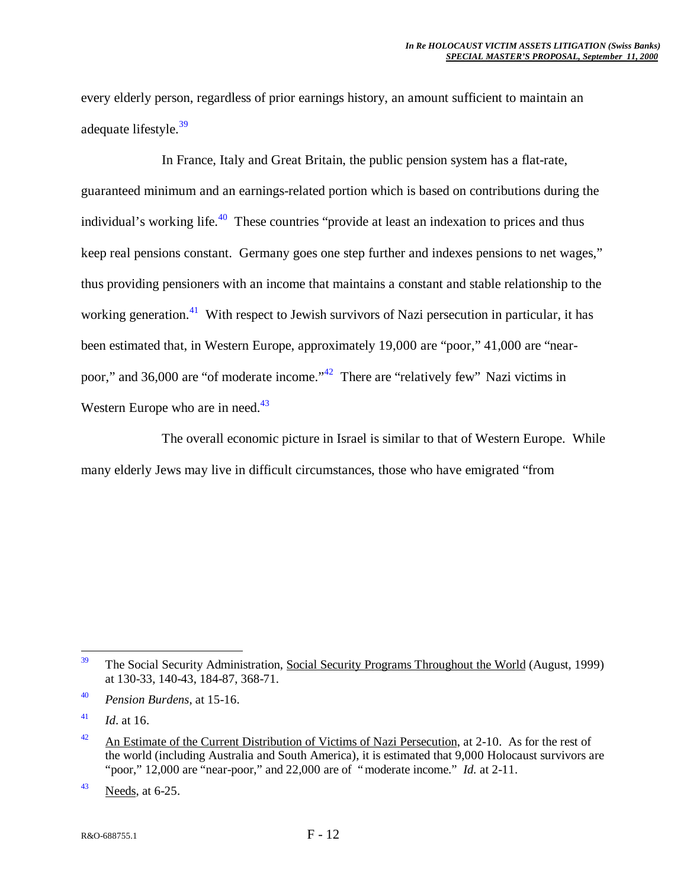every elderly person, regardless of prior earnings history, an amount sufficient to maintain an adequate lifestyle.[39]

In France, Italy and Great Britain, the public pension system has a flat-rate, guaranteed minimum and an earnings-related portion which is based on contributions during the individual's working life.[40] These countries "provide at least an indexation to prices and thus keep real pensions constant. Germany goes one step further and indexes pensions to net wages," thus providing pensioners with an income that maintains a constant and stable relationship to the working generation.[41] With respect to Jewish survivors of Nazi persecution in particular, it has been estimated that, in Western Europe, approximately 19,000 are "poor," 41,000 are "near-poor," and 36,000 are "of moderate income."[42] There are "relatively few" Nazi victims in Western Europe who are in need.[43]

The overall economic picture in Israel is similar to that of Western Europe. While many elderly Jews may live in difficult circumstances, those who have emigrated "from

---

[39] The Social Security Administration, Social Security Programs Throughout the World (August, 1999) at 130-33, 140-43, 184-87, 368-71.

[40] *Pension Burdens*, at 15-16.

[41] *Id*. at 16.

[42] An Estimate of the Current Distribution of Victims of Nazi Persecution, at 2-10. As for the rest of the world (including Australia and South America), it is estimated that 9,000 Holocaust survivors are "poor," 12,000 are "near-poor," and 22,000 are of "moderate income." *Id.* at 2-11.

[43] Needs, at 6-25.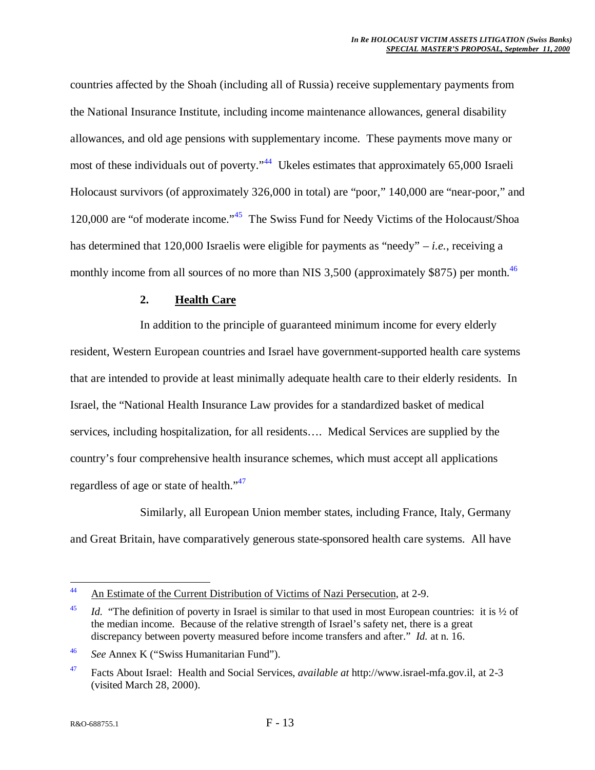countries affected by the Shoah (including all of Russia) receive supplementary payments from the National Insurance Institute, including income maintenance allowances, general disability allowances, and old age pensions with supplementary income. These payments move many or most of these individuals out of poverty."[44] Ukeles estimates that approximately 65,000 Israeli Holocaust survivors (of approximately 326,000 in total) are "poor," 140,000 are "near-poor," and 120,000 are "of moderate income."[45] The Swiss Fund for Needy Victims of the Holocaust/Shoa has determined that 120,000 Israelis were eligible for payments as "needy" – *i.e.*, receiving a monthly income from all sources of no more than NIS 3,500 (approximately $875) per month.[46]

### 2. Health Care

In addition to the principle of guaranteed minimum income for every elderly resident, Western European countries and Israel have government-supported health care systems that are intended to provide at least minimally adequate health care to their elderly residents. In Israel, the "National Health Insurance Law provides for a standardized basket of medical services, including hospitalization, for all residents…. Medical Services are supplied by the country's four comprehensive health insurance schemes, which must accept all applications regardless of age or state of health."[47]

Similarly, all European Union member states, including France, Italy, Germany and Great Britain, have comparatively generous state-sponsored health care systems. All have

---

[44] An Estimate of the Current Distribution of Victims of Nazi Persecution, at 2-9.

[45] *Id.* "The definition of poverty in Israel is similar to that used in most European countries: it is ½ of the median income. Because of the relative strength of Israel's safety net, there is a great discrepancy between poverty measured before income transfers and after." *Id.* at n. 16.

[46] *See* Annex K ("Swiss Humanitarian Fund").

[47] Facts About Israel: Health and Social Services, *available at* http://www.israel-mfa.gov.il, at 2-3 (visited March 28, 2000).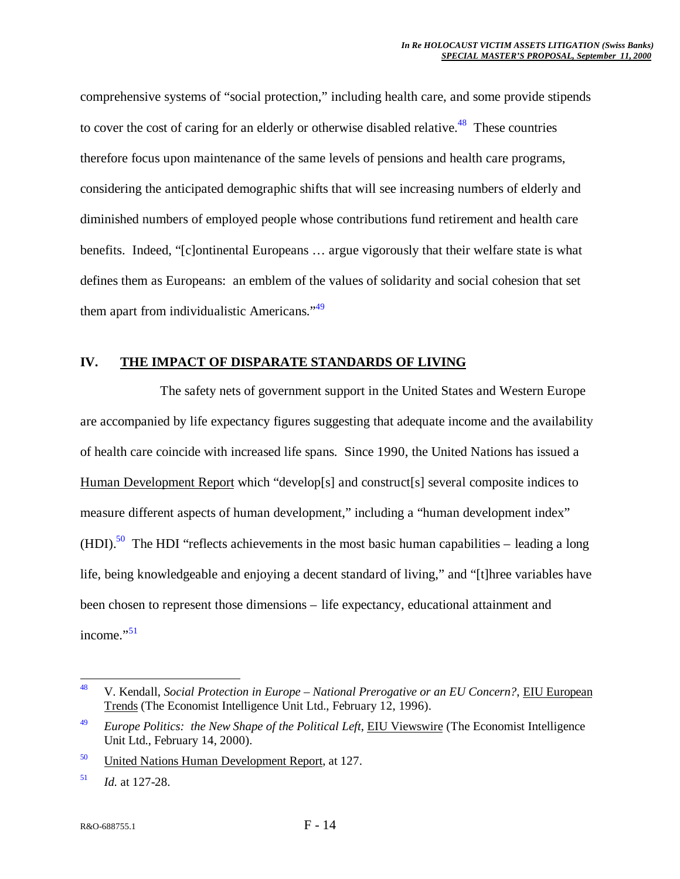comprehensive systems of "social protection," including health care, and some provide stipends to cover the cost of caring for an elderly or otherwise disabled relative.[48] These countries therefore focus upon maintenance of the same levels of pensions and health care programs, considering the anticipated demographic shifts that will see increasing numbers of elderly and diminished numbers of employed people whose contributions fund retirement and health care benefits. Indeed, "[c]ontinental Europeans … argue vigorously that their welfare state is what defines them as Europeans: an emblem of the values of solidarity and social cohesion that set them apart from individualistic Americans."[49]

## IV. THE IMPACT OF DISPARATE STANDARDS OF LIVING

The safety nets of government support in the United States and Western Europe are accompanied by life expectancy figures suggesting that adequate income and the availability of health care coincide with increased life spans. Since 1990, the United Nations has issued a Human Development Report which "develop[s] and construct[s] several composite indices to measure different aspects of human development," including a "human development index" (HDI).[50] The HDI "reflects achievements in the most basic human capabilities – leading a long life, being knowledgeable and enjoying a decent standard of living," and "[t]hree variables have been chosen to represent those dimensions – life expectancy, educational attainment and income."[51]

---

[48] V. Kendall, *Social Protection in Europe – National Prerogative or an EU Concern?*, EIU European Trends (The Economist Intelligence Unit Ltd., February 12, 1996).

[49] *Europe Politics: the New Shape of the Political Left*, EIU Viewswire (The Economist Intelligence Unit Ltd., February 14, 2000).

[50] United Nations Human Development Report, at 127.

[51] *Id.* at 127-28.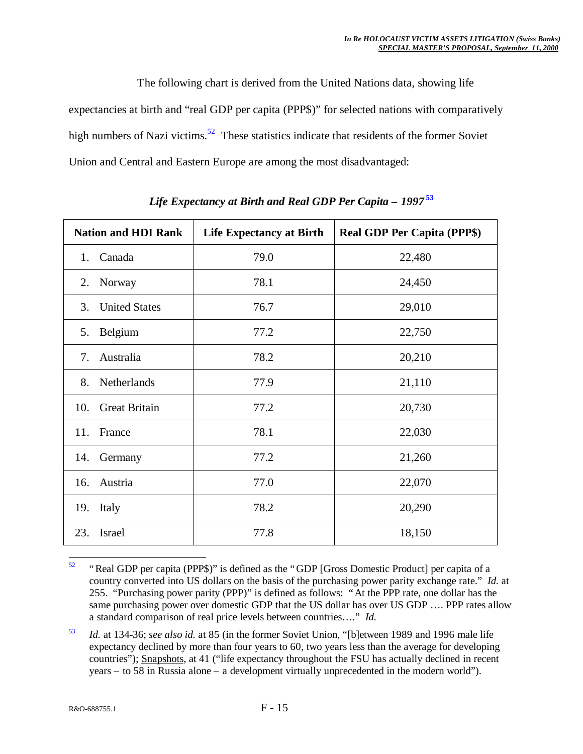The following chart is derived from the United Nations data, showing life expectancies at birth and "real GDP per capita (PPP$)" for selected nations with comparatively high numbers of Nazi victims.[52] These statistics indicate that residents of the former Soviet Union and Central and Eastern Europe are among the most disadvantaged:

***Life Expectancy at Birth and Real GDP Per Capita – 1997***[53]

| Nation and HDI Rank | Life Expectancy at Birth | Real GDP Per Capita (PPP$) |
|---|---|---|
| 1. Canada | 79.0 | 22,480 |
| 2. Norway | 78.1 | 24,450 |
| 3. United States | 76.7 | 29,010 |
| 5. Belgium | 77.2 | 22,750 |
| 7. Australia | 78.2 | 20,210 |
| 8. Netherlands | 77.9 | 21,110 |
| 10. Great Britain | 77.2 | 20,730 |
| 11. France | 78.1 | 22,030 |
| 14. Germany | 77.2 | 21,260 |
| 16. Austria | 77.0 | 22,070 |
| 19. Italy | 78.2 | 20,290 |
| 23. Israel | 77.8 | 18,150 |

---

[52] "Real GDP per capita (PPP$)" is defined as the "GDP [Gross Domestic Product] per capita of a country converted into US dollars on the basis of the purchasing power parity exchange rate." *Id.* at 255. "Purchasing power parity (PPP)" is defined as follows: "At the PPP rate, one dollar has the same purchasing power over domestic GDP that the US dollar has over US GDP …. PPP rates allow a standard comparison of real price levels between countries…." *Id.*

[53] *Id.* at 134-36; *see also id.* at 85 (in the former Soviet Union, "[b]etween 1989 and 1996 male life expectancy declined by more than four years to 60, two years less than the average for developing countries"); Snapshots, at 41 ("life expectancy throughout the FSU has actually declined in recent years – to 58 in Russia alone – a development virtually unprecedented in the modern world").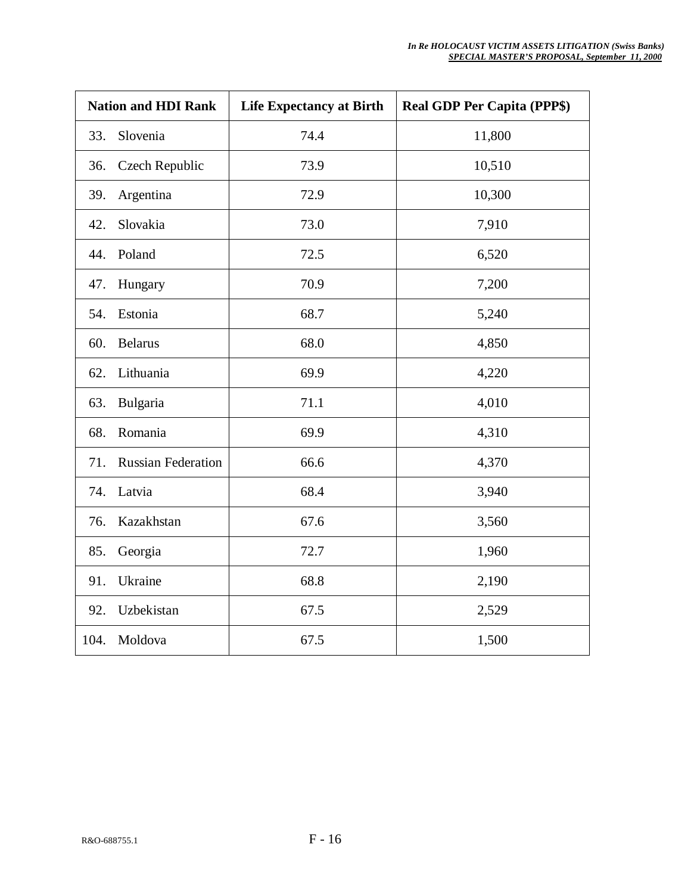| Nation and HDI Rank | Life Expectancy at Birth | Real GDP Per Capita (PPP$) |
|---|---|---|
| 33. Slovenia | 74.4 | 11,800 |
| 36. Czech Republic | 73.9 | 10,510 |
| 39. Argentina | 72.9 | 10,300 |
| 42. Slovakia | 73.0 | 7,910 |
| 44. Poland | 72.5 | 6,520 |
| 47. Hungary | 70.9 | 7,200 |
| 54. Estonia | 68.7 | 5,240 |
| 60. Belarus | 68.0 | 4,850 |
| 62. Lithuania | 69.9 | 4,220 |
| 63. Bulgaria | 71.1 | 4,010 |
| 68. Romania | 69.9 | 4,310 |
| 71. Russian Federation | 66.6 | 4,370 |
| 74. Latvia | 68.4 | 3,940 |
| 76. Kazakhstan | 67.6 | 3,560 |
| 85. Georgia | 72.7 | 1,960 |
| 91. Ukraine | 68.8 | 2,190 |
| 92. Uzbekistan | 67.5 | 2,529 |
| 104. Moldova | 67.5 | 1,500 |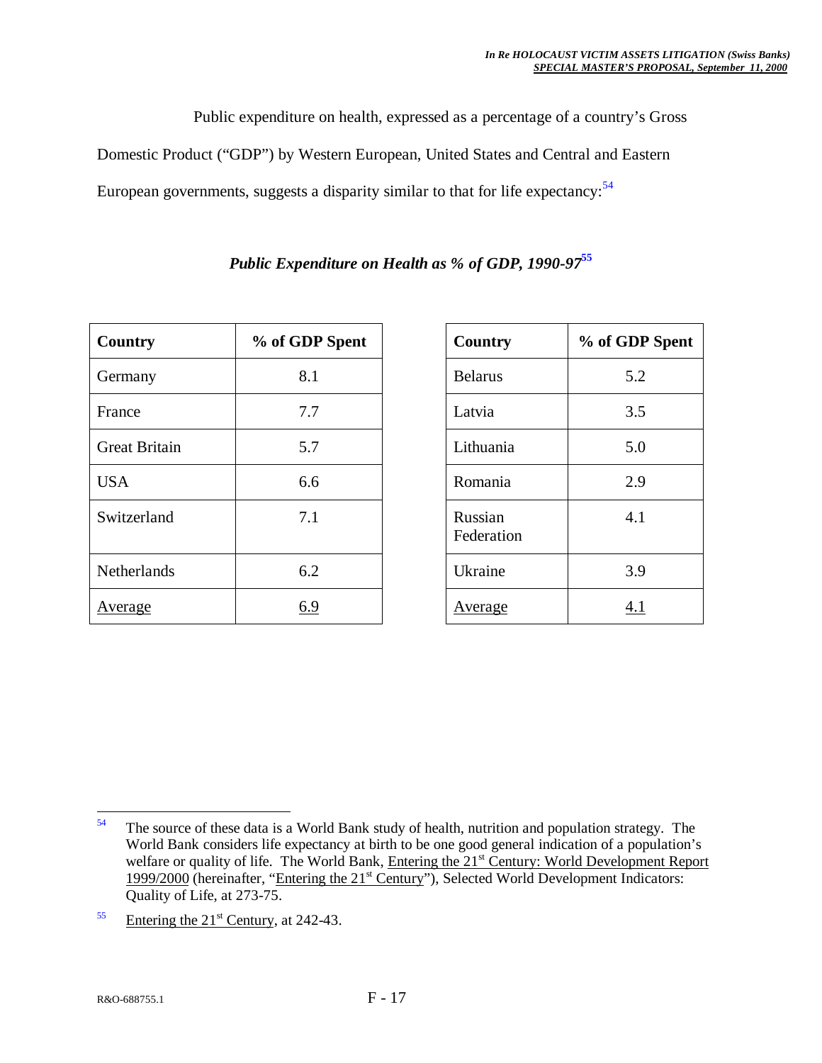Public expenditure on health, expressed as a percentage of a country's Gross Domestic Product ("GDP") by Western European, United States and Central and Eastern European governments, suggests a disparity similar to that for life expectancy:[54]

***Public Expenditure on Health as % of GDP, 1990-97***[55]

| Country | % of GDP Spent |
|---|---|
| Germany | 8.1 |
| France | 7.7 |
| Great Britain | 5.7 |
| USA | 6.6 |
| Switzerland | 7.1 |
| Netherlands | 6.2 |
| Average | 6.9 |

| Country | % of GDP Spent |
|---|---|
| Belarus | 5.2 |
| Latvia | 3.5 |
| Lithuania | 5.0 |
| Romania | 2.9 |
| Russian Federation | 4.1 |
| Ukraine | 3.9 |
| Average | 4.1 |

---

[54] The source of these data is a World Bank study of health, nutrition and population strategy. The World Bank considers life expectancy at birth to be one good general indication of a population's welfare or quality of life. The World Bank, Entering the 21st Century: World Development Report 1999/2000 (hereinafter, "Entering the 21st Century"), Selected World Development Indicators: Quality of Life, at 273-75.

[55] Entering the 21st Century, at 242-43.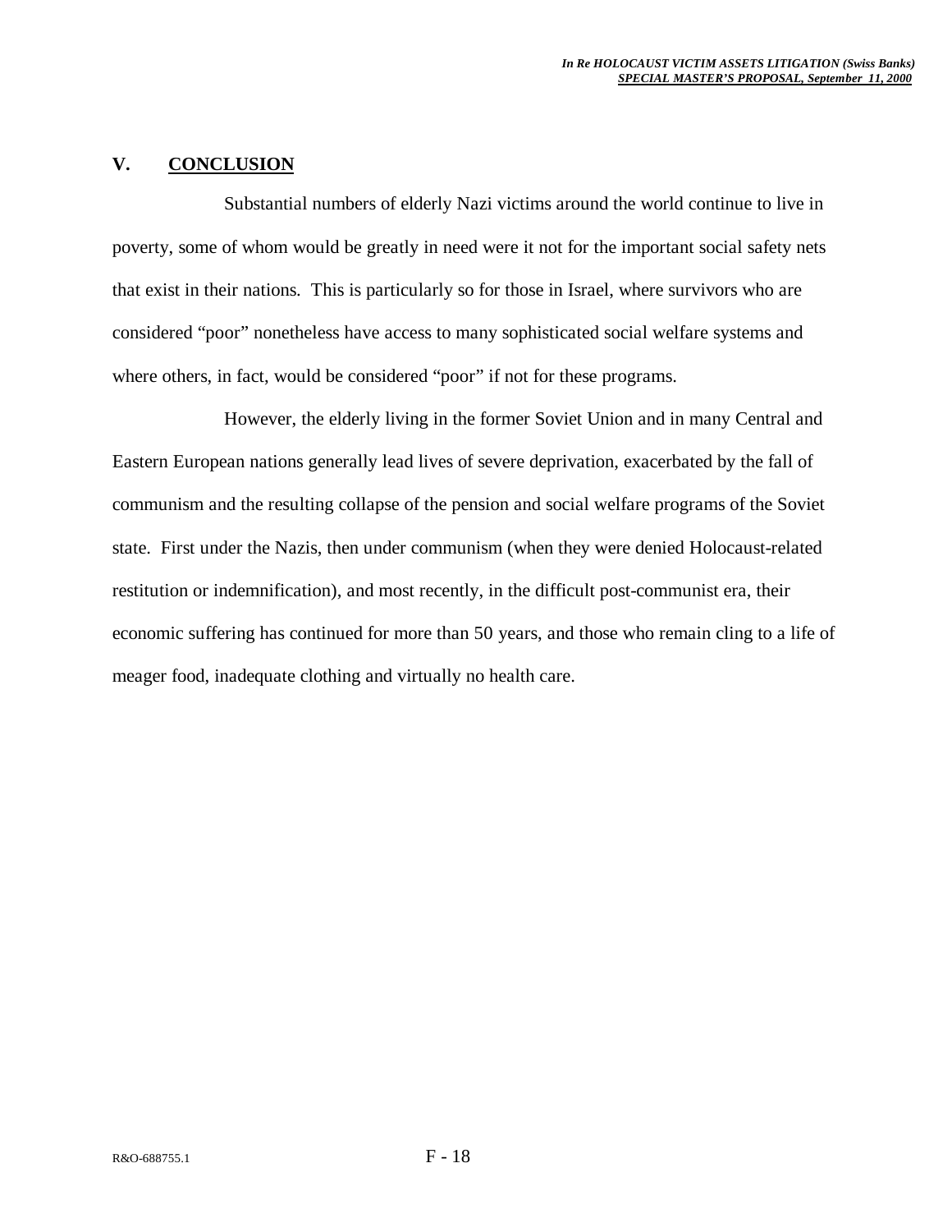## V. **CONCLUSION**

Substantial numbers of elderly Nazi victims around the world continue to live in poverty, some of whom would be greatly in need were it not for the important social safety nets that exist in their nations. This is particularly so for those in Israel, where survivors who are considered "poor" nonetheless have access to many sophisticated social welfare systems and where others, in fact, would be considered "poor" if not for these programs.

However, the elderly living in the former Soviet Union and in many Central and Eastern European nations generally lead lives of severe deprivation, exacerbated by the fall of communism and the resulting collapse of the pension and social welfare programs of the Soviet state. First under the Nazis, then under communism (when they were denied Holocaust-related restitution or indemnification), and most recently, in the difficult post-communist era, their economic suffering has continued for more than 50 years, and those who remain cling to a life of meager food, inadequate clothing and virtually no health care.